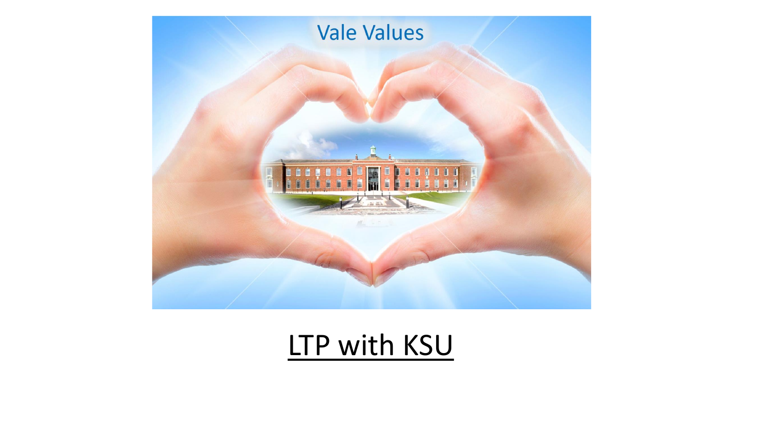Vale Values

LTP with KSU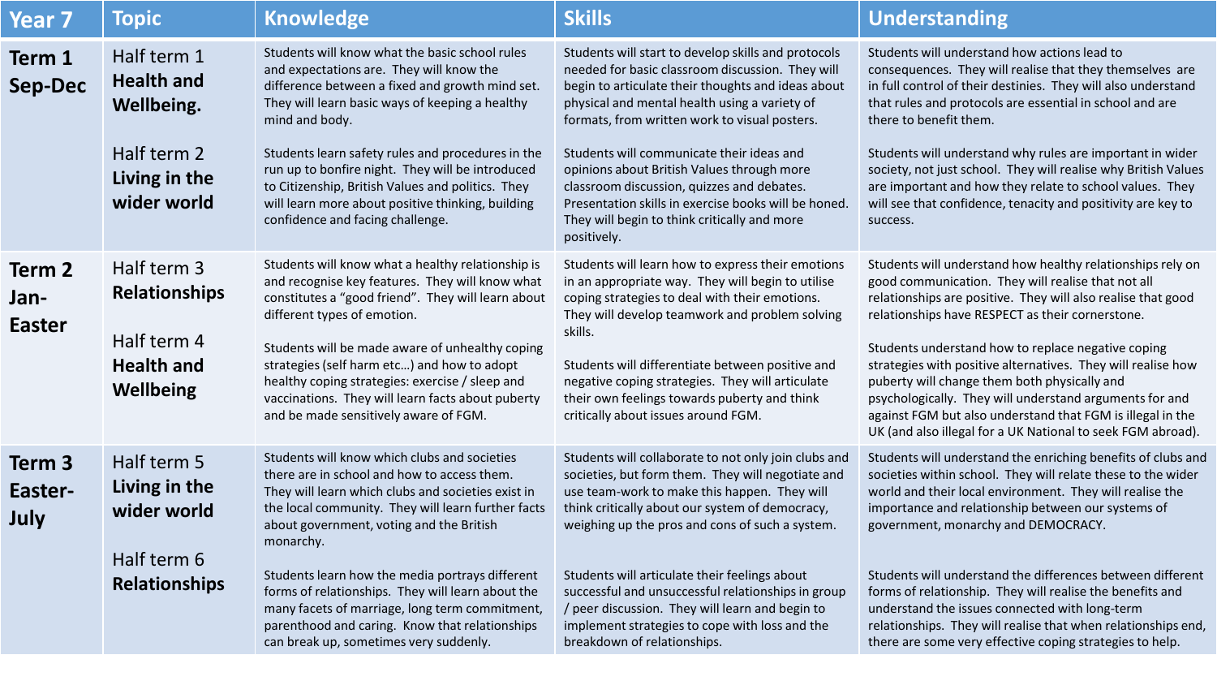| Year 7 | Topic | Knowledge | Skills | Understanding |
|---|---|---|---|---|
| **Term 1 Sep-Dec** | Half term 1 **Health and Wellbeing.** | Students will know what the basic school rules and expectations are. They will know the difference between a fixed and growth mind set. They will learn basic ways of keeping a healthy mind and body. | Students will start to develop skills and protocols needed for basic classroom discussion. They will begin to articulate their thoughts and ideas about physical and mental health using a variety of formats, from written work to visual posters. | Students will understand how actions lead to consequences. They will realise that they themselves are in full control of their destinies. They will also understand that rules and protocols are essential in school and are there to benefit them. |
| | Half term 2 **Living in the wider world** | Students learn safety rules and procedures in the run up to bonfire night. They will be introduced to Citizenship, British Values and politics. They will learn more about positive thinking, building confidence and facing challenge. | Students will communicate their ideas and opinions about British Values through more classroom discussion, quizzes and debates. Presentation skills in exercise books will be honed. They will begin to think critically and more positively. | Students will understand why rules are important in wider society, not just school. They will realise why British Values are important and how they relate to school values. They will see that confidence, tenacity and positivity are key to success. |
| **Term 2 Jan-Easter** | Half term 3 **Relationships** | Students will know what a healthy relationship is and recognise key features. They will know what constitutes a "good friend". They will learn about different types of emotion. | Students will learn how to express their emotions in an appropriate way. They will begin to utilise coping strategies to deal with their emotions. They will develop teamwork and problem solving skills. | Students will understand how healthy relationships rely on good communication. They will realise that not all relationships are positive. They will also realise that good relationships have RESPECT as their cornerstone. |
| | Half term 4 **Health and Wellbeing** | Students will be made aware of unhealthy coping strategies (self harm etc…) and how to adopt healthy coping strategies: exercise / sleep and vaccinations. They will learn facts about puberty and be made sensitively aware of FGM. | Students will differentiate between positive and negative coping strategies. They will articulate their own feelings towards puberty and think critically about issues around FGM. | Students understand how to replace negative coping strategies with positive alternatives. They will realise how puberty will change them both physically and psychologically. They will understand arguments for and against FGM but also understand that FGM is illegal in the UK (and also illegal for a UK National to seek FGM abroad). |
| **Term 3 Easter-July** | Half term 5 **Living in the wider world** | Students will know which clubs and societies there are in school and how to access them. They will learn which clubs and societies exist in the local community. They will learn further facts about government, voting and the British monarchy. | Students will collaborate to not only join clubs and societies, but form them. They will negotiate and use team-work to make this happen. They will think critically about our system of democracy, weighing up the pros and cons of such a system. | Students will understand the enriching benefits of clubs and societies within school. They will relate these to the wider world and their local environment. They will realise the importance and relationship between our systems of government, monarchy and DEMOCRACY. |
| | Half term 6 **Relationships** | Students learn how the media portrays different forms of relationships. They will learn about the many facets of marriage, long term commitment, parenthood and caring. Know that relationships can break up, sometimes very suddenly. | Students will articulate their feelings about successful and unsuccessful relationships in group / peer discussion. They will learn and begin to implement strategies to cope with loss and the breakdown of relationships. | Students will understand the differences between different forms of relationship. They will realise the benefits and understand the issues connected with long-term relationships. They will realise that when relationships end, there are some very effective coping strategies to help. |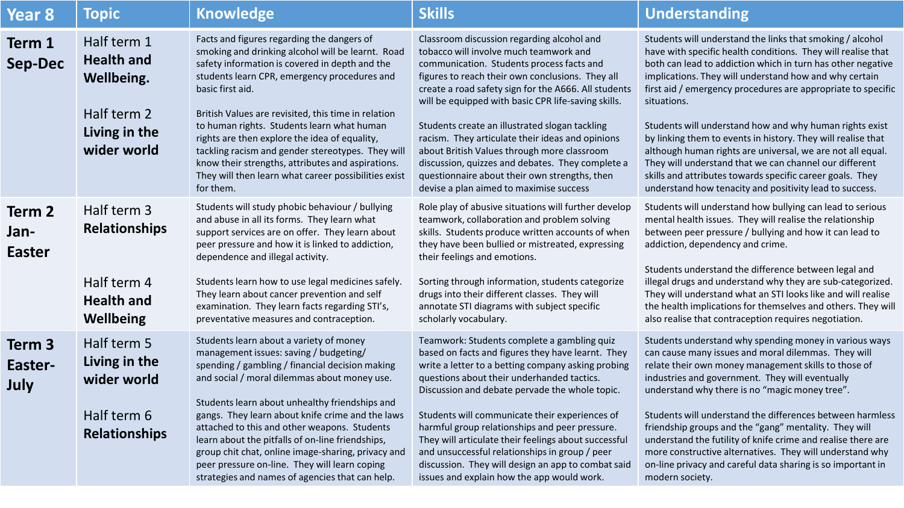| Year 8 | Topic | Knowledge | Skills | Understanding |
|---|---|---|---|---|
| **Term 1 Sep-Dec** | Half term 1 **Health and Wellbeing.** | Facts and figures regarding the dangers of smoking and drinking alcohol will be learnt. Road safety information is covered in depth and the students learn CPR, emergency procedures and basic first aid. | Classroom discussion regarding alcohol and tobacco will involve much teamwork and communication. Students process facts and figures to reach their own conclusions. They all create a road safety sign for the A666. All students will be equipped with basic CPR life-saving skills. | Students will understand the links that smoking / alcohol have with specific health conditions. They will realise that both can lead to addiction which in turn has other negative implications. They will understand how and why certain first aid / emergency procedures are appropriate to specific situations. |
| | Half term 2 **Living in the wider world** | British Values are revisited, this time in relation to human rights. Students learn what human rights are then explore the idea of equality, tackling racism and gender stereotypes. They will know their strengths, attributes and aspirations. They will then learn what career possibilities exist for them. | Students create an illustrated slogan tackling racism. They articulate their ideas and opinions about British Values through more classroom discussion, quizzes and debates. They complete a questionnaire about their own strengths, then devise a plan aimed to maximise success | Students will understand how and why human rights exist by linking them to events in history. They will realise that although human rights are universal, we are not all equal. They will understand that we can channel our different skills and attributes towards specific career goals. They understand how tenacity and positivity lead to success. |
| **Term 2 Jan-Easter** | Half term 3 **Relationships** | Students will study phobic behaviour / bullying and abuse in all its forms. They learn what support services are on offer. They learn about peer pressure and how it is linked to addiction, dependence and illegal activity. | Role play of abusive situations will further develop teamwork, collaboration and problem solving skills. Students produce written accounts of when they have been bullied or mistreated, expressing their feelings and emotions. | Students will understand how bullying can lead to serious mental health issues. They will realise the relationship between peer pressure / bullying and how it can lead to addiction, dependency and crime. |
| | Half term 4 **Health and Wellbeing** | Students learn how to use legal medicines safely. They learn about cancer prevention and self examination. They learn facts regarding STI's, preventative measures and contraception. | Sorting through information, students categorize drugs into their different classes. They will annotate STI diagrams with subject specific scholarly vocabulary. | Students understand the difference between legal and illegal drugs and understand why they are sub-categorized. They will understand what an STI looks like and will realise the health implications for themselves and others. They will also realise that contraception requires negotiation. |
| **Term 3 Easter-July** | Half term 5 **Living in the wider world** | Students learn about a variety of money management issues: saving / budgeting/ spending / gambling / financial decision making and social / moral dilemmas about money use. | Teamwork: Students complete a gambling quiz based on facts and figures they have learnt. They write a letter to a betting company asking probing questions about their underhanded tactics. Discussion and debate pervade the whole topic. | Students understand why spending money in various ways can cause many issues and moral dilemmas. They will relate their own money management skills to those of industries and government. They will eventually understand why there is no "magic money tree". |
| | Half term 6 **Relationships** | Students learn about unhealthy friendships and gangs. They learn about knife crime and the laws attached to this and other weapons. Students learn about the pitfalls of on-line friendships, group chit chat, online image-sharing, privacy and peer pressure on-line. They will learn coping strategies and names of agencies that can help. | Students will communicate their experiences of harmful group relationships and peer pressure. They will articulate their feelings about successful and unsuccessful relationships in group / peer discussion. They will design an app to combat said issues and explain how the app would work. | Students will understand the differences between harmless friendship groups and the "gang" mentality. They will understand the futility of knife crime and realise there are more constructive alternatives. They will understand why on-line privacy and careful data sharing is so important in modern society. |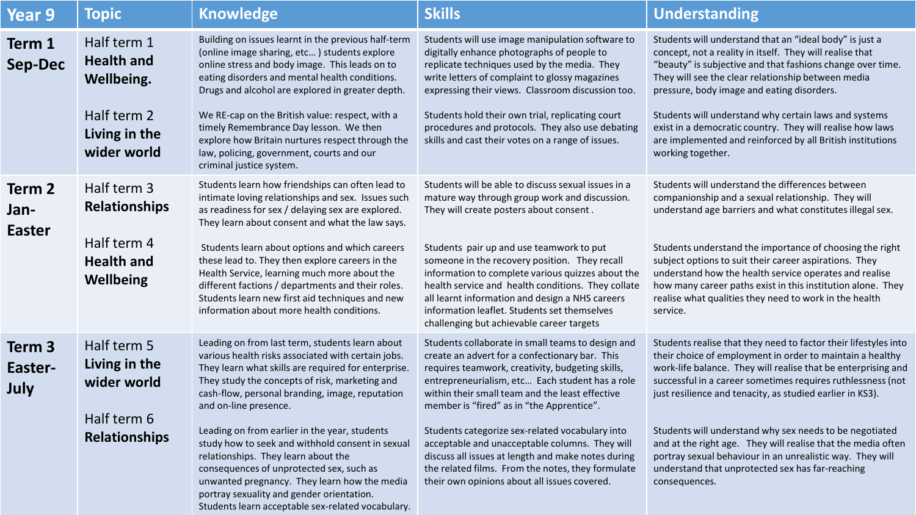| Year 9 | Topic | Knowledge | Skills | Understanding |
|---|---|---|---|---|
| **Term 1 Sep-Dec** | Half term 1 **Health and Wellbeing.** | Building on issues learnt in the previous half-term (online image sharing, etc… ) students explore online stress and body image. This leads on to eating disorders and mental health conditions. Drugs and alcohol are explored in greater depth. | Students will use image manipulation software to digitally enhance photographs of people to replicate techniques used by the media. They write letters of complaint to glossy magazines expressing their views. Classroom discussion too. | Students will understand that an "ideal body" is just a concept, not a reality in itself. They will realise that "beauty" is subjective and that fashions change over time. They will see the clear relationship between media pressure, body image and eating disorders. |
| | Half term 2 **Living in the wider world** | We RE-cap on the British value: respect, with a timely Remembrance Day lesson. We then explore how Britain nurtures respect through the law, policing, government, courts and our criminal justice system. | Students hold their own trial, replicating court procedures and protocols. They also use debating skills and cast their votes on a range of issues. | Students will understand why certain laws and systems exist in a democratic country. They will realise how laws are implemented and reinforced by all British institutions working together. |
| **Term 2 Jan-Easter** | Half term 3 **Relationships** | Students learn how friendships can often lead to intimate loving relationships and sex. Issues such as readiness for sex / delaying sex are explored. They learn about consent and what the law says. | Students will be able to discuss sexual issues in a mature way through group work and discussion. They will create posters about consent . | Students will understand the differences between companionship and a sexual relationship. They will understand age barriers and what constitutes illegal sex. |
| | Half term 4 **Health and Wellbeing** | Students learn about options and which careers these lead to. They then explore careers in the Health Service, learning much more about the different factions / departments and their roles. Students learn new first aid techniques and new information about more health conditions. | Students pair up and use teamwork to put someone in the recovery position. They recall information to complete various quizzes about the health service and health conditions. They collate all learnt information and design a NHS careers information leaflet. Students set themselves challenging but achievable career targets | Students understand the importance of choosing the right subject options to suit their career aspirations. They understand how the health service operates and realise how many career paths exist in this institution alone. They realise what qualities they need to work in the health service. |
| **Term 3 Easter-July** | Half term 5 **Living in the wider world** | Leading on from last term, students learn about various health risks associated with certain jobs. They learn what skills are required for enterprise. They study the concepts of risk, marketing and cash-flow, personal branding, image, reputation and on-line presence. | Students collaborate in small teams to design and create an advert for a confectionary bar. This requires teamwork, creativity, budgeting skills, entrepreneurialism, etc… Each student has a role within their small team and the least effective member is "fired" as in "the Apprentice". | Students realise that they need to factor their lifestyles into their choice of employment in order to maintain a healthy work-life balance. They will realise that be enterprising and successful in a career sometimes requires ruthlessness (not just resilience and tenacity, as studied earlier in KS3). |
| | Half term 6 **Relationships** | Leading on from earlier in the year, students study how to seek and withhold consent in sexual relationships. They learn about the consequences of unprotected sex, such as unwanted pregnancy. They learn how the media portray sexuality and gender orientation. Students learn acceptable sex-related vocabulary. | Students categorize sex-related vocabulary into acceptable and unacceptable columns. They will discuss all issues at length and make notes during the related films. From the notes, they formulate their own opinions about all issues covered. | Students will understand why sex needs to be negotiated and at the right age. They will realise that the media often portray sexual behaviour in an unrealistic way. They will understand that unprotected sex has far-reaching consequences. |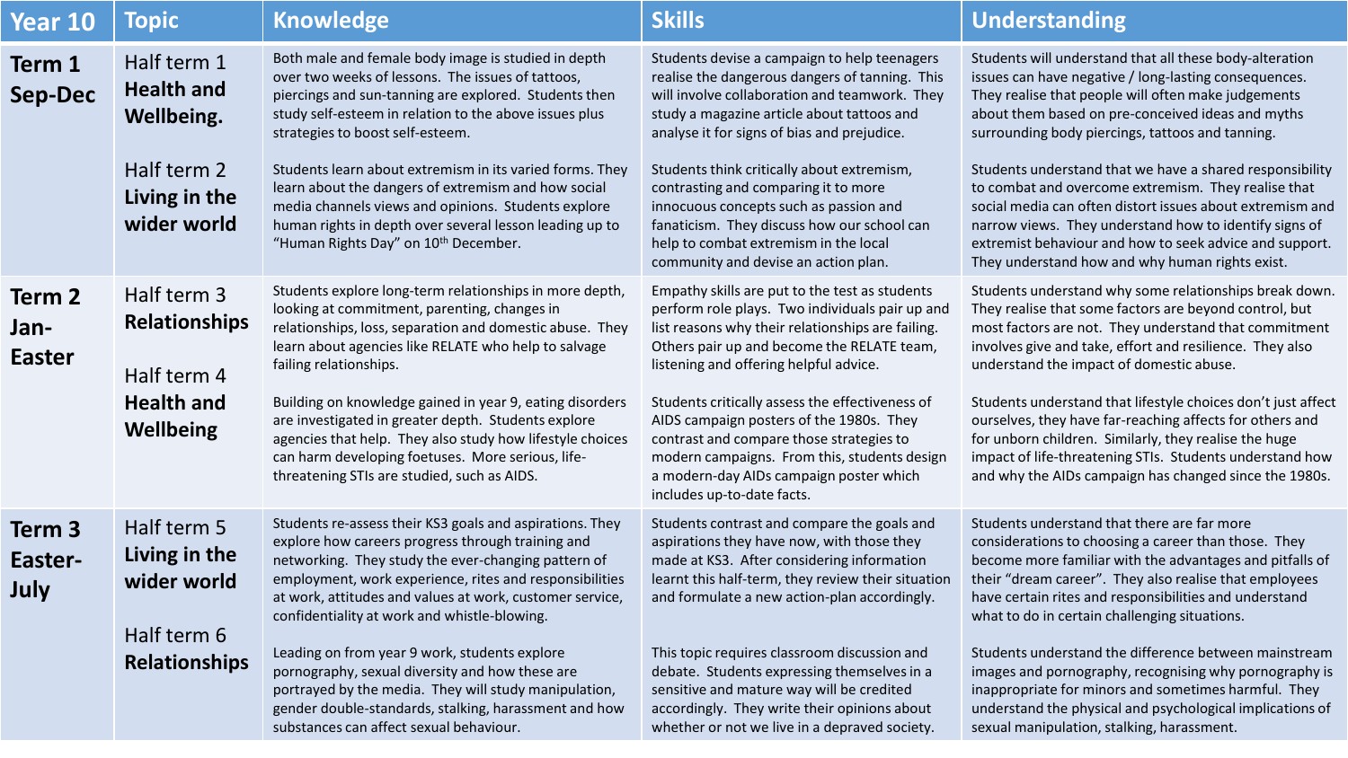| Year 10 | Topic | Knowledge | Skills | Understanding |
| --- | --- | --- | --- | --- |
| **Term 1 Sep-Dec** | Half term 1 **Health and Wellbeing.** | Both male and female body image is studied in depth over two weeks of lessons. The issues of tattoos, piercings and sun-tanning are explored. Students then study self-esteem in relation to the above issues plus strategies to boost self-esteem. | Students devise a campaign to help teenagers realise the dangerous dangers of tanning. This will involve collaboration and teamwork. They study a magazine article about tattoos and analyse it for signs of bias and prejudice. | Students will understand that all these body-alteration issues can have negative / long-lasting consequences. They realise that people will often make judgements about them based on pre-conceived ideas and myths surrounding body piercings, tattoos and tanning. |
| | Half term 2 **Living in the wider world** | Students learn about extremism in its varied forms. They learn about the dangers of extremism and how social media channels views and opinions. Students explore human rights in depth over several lesson leading up to "Human Rights Day" on 10th December. | Students think critically about extremism, contrasting and comparing it to more innocuous concepts such as passion and fanaticism. They discuss how our school can help to combat extremism in the local community and devise an action plan. | Students understand that we have a shared responsibility to combat and overcome extremism. They realise that social media can often distort issues about extremism and narrow views. They understand how to identify signs of extremist behaviour and how to seek advice and support. They understand how and why human rights exist. |
| **Term 2 Jan-Easter** | Half term 3 **Relationships** | Students explore long-term relationships in more depth, looking at commitment, parenting, changes in relationships, loss, separation and domestic abuse. They learn about agencies like RELATE who help to salvage failing relationships. | Empathy skills are put to the test as students perform role plays. Two individuals pair up and list reasons why their relationships are failing. Others pair up and become the RELATE team, listening and offering helpful advice. | Students understand why some relationships break down. They realise that some factors are beyond control, but most factors are not. They understand that commitment involves give and take, effort and resilience. They also understand the impact of domestic abuse. |
| | Half term 4 **Health and Wellbeing** | Building on knowledge gained in year 9, eating disorders are investigated in greater depth. Students explore agencies that help. They also study how lifestyle choices can harm developing foetuses. More serious, life-threatening STIs are studied, such as AIDS. | Students critically assess the effectiveness of AIDS campaign posters of the 1980s. They contrast and compare those strategies to modern campaigns. From this, students design a modern-day AIDs campaign poster which includes up-to-date facts. | Students understand that lifestyle choices don't just affect ourselves, they have far-reaching affects for others and for unborn children. Similarly, they realise the huge impact of life-threatening STIs. Students understand how and why the AIDs campaign has changed since the 1980s. |
| **Term 3 Easter-July** | Half term 5 **Living in the wider world** | Students re-assess their KS3 goals and aspirations. They explore how careers progress through training and networking. They study the ever-changing pattern of employment, work experience, rites and responsibilities at work, attitudes and values at work, customer service, confidentiality at work and whistle-blowing. | Students contrast and compare the goals and aspirations they have now, with those they made at KS3. After considering information learnt this half-term, they review their situation and formulate a new action-plan accordingly. | Students understand that there are far more considerations to choosing a career than those. They become more familiar with the advantages and pitfalls of their "dream career". They also realise that employees have certain rites and responsibilities and understand what to do in certain challenging situations. |
| | Half term 6 **Relationships** | Leading on from year 9 work, students explore pornography, sexual diversity and how these are portrayed by the media. They will study manipulation, gender double-standards, stalking, harassment and how substances can affect sexual behaviour. | This topic requires classroom discussion and debate. Students expressing themselves in a sensitive and mature way will be credited accordingly. They write their opinions about whether or not we live in a depraved society. | Students understand the difference between mainstream images and pornography, recognising why pornography is inappropriate for minors and sometimes harmful. They understand the physical and psychological implications of sexual manipulation, stalking, harassment. |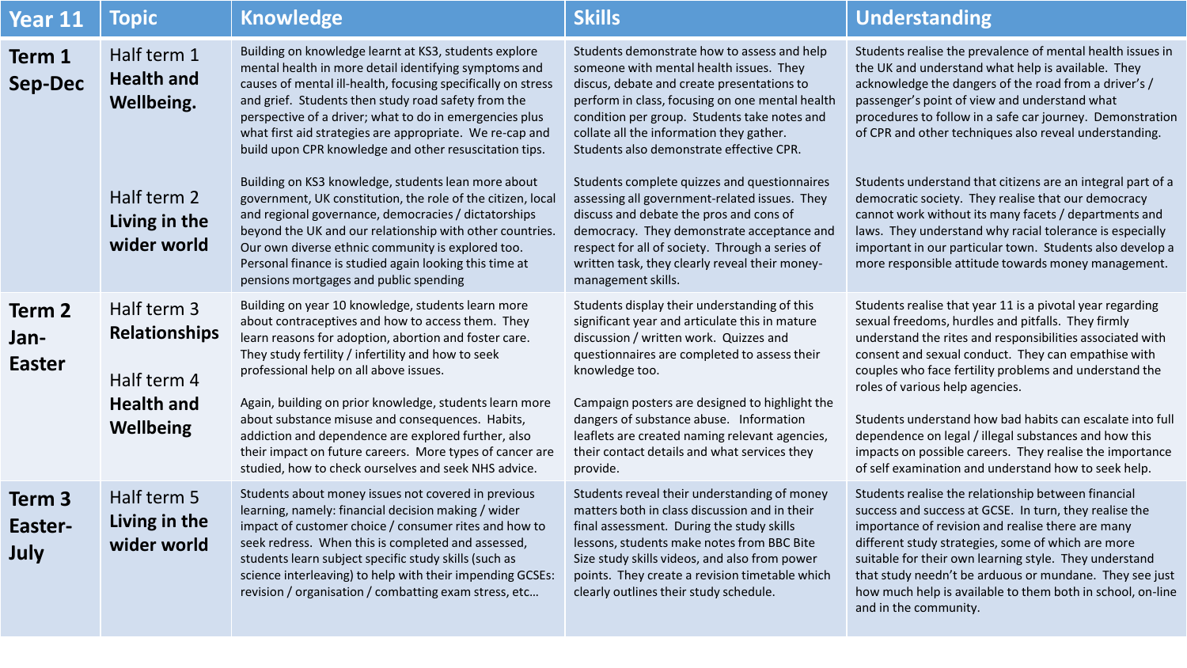| Year 11 | Topic | Knowledge | Skills | Understanding |
|---|---|---|---|---|
| **Term 1 Sep-Dec** | Half term 1 **Health and Wellbeing.** | Building on knowledge learnt at KS3, students explore mental health in more detail identifying symptoms and causes of mental ill-health, focusing specifically on stress and grief. Students then study road safety from the perspective of a driver; what to do in emergencies plus what first aid strategies are appropriate. We re-cap and build upon CPR knowledge and other resuscitation tips. | Students demonstrate how to assess and help someone with mental health issues. They discus, debate and create presentations to perform in class, focusing on one mental health condition per group. Students take notes and collate all the information they gather. Students also demonstrate effective CPR. | Students realise the prevalence of mental health issues in the UK and understand what help is available. They acknowledge the dangers of the road from a driver's / passenger's point of view and understand what procedures to follow in a safe car journey. Demonstration of CPR and other techniques also reveal understanding. |
| | Half term 2 **Living in the wider world** | Building on KS3 knowledge, students lean more about government, UK constitution, the role of the citizen, local and regional governance, democracies / dictatorships beyond the UK and our relationship with other countries. Our own diverse ethnic community is explored too. Personal finance is studied again looking this time at pensions mortgages and public spending | Students complete quizzes and questionnaires assessing all government-related issues. They discuss and debate the pros and cons of democracy. They demonstrate acceptance and respect for all of society. Through a series of written task, they clearly reveal their money-management skills. | Students understand that citizens are an integral part of a democratic society. They realise that our democracy cannot work without its many facets / departments and laws. They understand why racial tolerance is especially important in our particular town. Students also develop a more responsible attitude towards money management. |
| **Term 2 Jan-Easter** | Half term 3 **Relationships** | Building on year 10 knowledge, students learn more about contraceptives and how to access them. They learn reasons for adoption, abortion and foster care. They study fertility / infertility and how to seek professional help on all above issues. | Students display their understanding of this significant year and articulate this in mature discussion / written work. Quizzes and questionnaires are completed to assess their knowledge too. | Students realise that year 11 is a pivotal year regarding sexual freedoms, hurdles and pitfalls. They firmly understand the rites and responsibilities associated with consent and sexual conduct. They can empathise with couples who face fertility problems and understand the roles of various help agencies. |
| | Half term 4 **Health and Wellbeing** | Again, building on prior knowledge, students learn more about substance misuse and consequences. Habits, addiction and dependence are explored further, also their impact on future careers. More types of cancer are studied, how to check ourselves and seek NHS advice. | Campaign posters are designed to highlight the dangers of substance abuse. Information leaflets are created naming relevant agencies, their contact details and what services they provide. | Students understand how bad habits can escalate into full dependence on legal / illegal substances and how this impacts on possible careers. They realise the importance of self examination and understand how to seek help. |
| **Term 3 Easter-July** | Half term 5 **Living in the wider world** | Students about money issues not covered in previous learning, namely: financial decision making / wider impact of customer choice / consumer rites and how to seek redress. When this is completed and assessed, students learn subject specific study skills (such as science interleaving) to help with their impending GCSEs: revision / organisation / combatting exam stress, etc… | Students reveal their understanding of money matters both in class discussion and in their final assessment. During the study skills lessons, students make notes from BBC Bite Size study skills videos, and also from power points. They create a revision timetable which clearly outlines their study schedule. | Students realise the relationship between financial success and success at GCSE. In turn, they realise the importance of revision and realise there are many different study strategies, some of which are more suitable for their own learning style. They understand that study needn't be arduous or mundane. They see just how much help is available to them both in school, on-line and in the community. |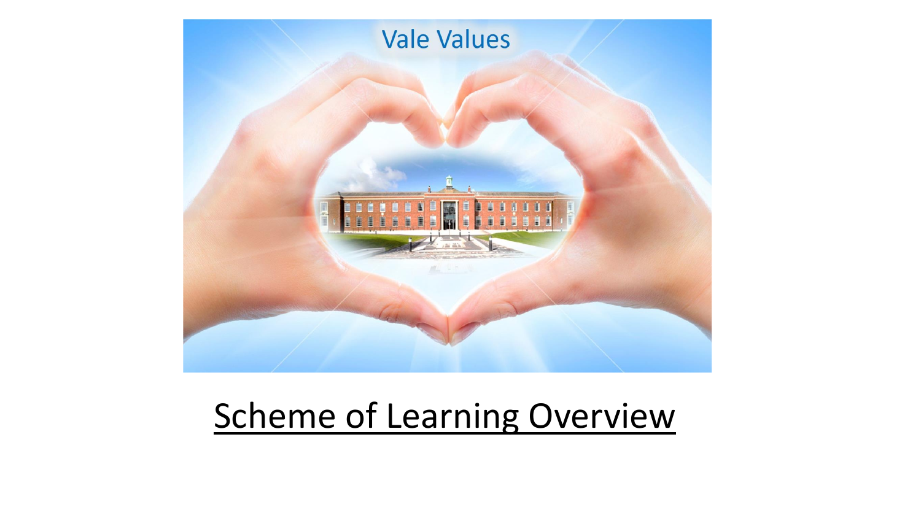Vale Values

# Scheme of Learning Overview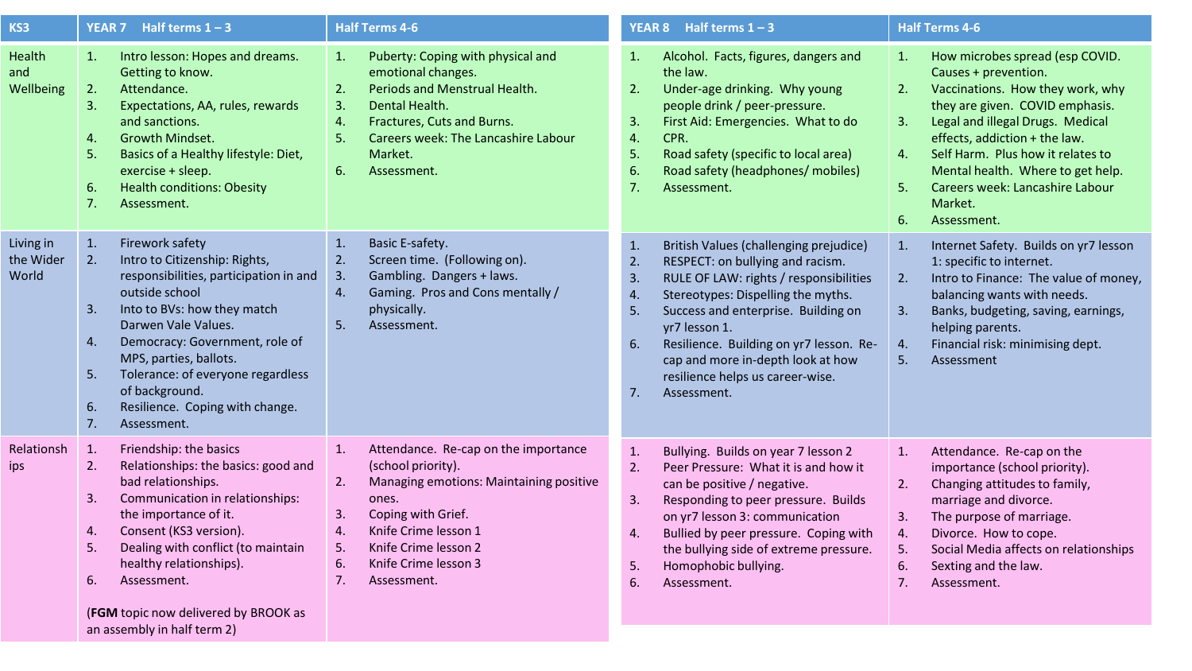| KS3 | YEAR 7 Half terms 1 – 3 | Half Terms 4-6 | YEAR 8 Half terms 1 – 3 | Half Terms 4-6 |
|---|---|---|---|---|
| Health and Wellbeing | 1. Intro lesson: Hopes and dreams. Getting to know.<br>2. Attendance.<br>3. Expectations, AA, rules, rewards and sanctions.<br>4. Growth Mindset.<br>5. Basics of a Healthy lifestyle: Diet, exercise + sleep.<br>6. Health conditions: Obesity<br>7. Assessment. | 1. Puberty: Coping with physical and emotional changes.<br>2. Periods and Menstrual Health.<br>3. Dental Health.<br>4. Fractures, Cuts and Burns.<br>5. Careers week: The Lancashire Labour Market.<br>6. Assessment. | 1. Alcohol. Facts, figures, dangers and the law.<br>2. Under-age drinking. Why young people drink / peer-pressure.<br>3. First Aid: Emergencies. What to do<br>4. CPR.<br>5. Road safety (specific to local area)<br>6. Road safety (headphones/ mobiles)<br>7. Assessment. | 1. How microbes spread (esp COVID. Causes + prevention.<br>2. Vaccinations. How they work, why they are given. COVID emphasis.<br>3. Legal and illegal Drugs. Medical effects, addiction + the law.<br>4. Self Harm. Plus how it relates to Mental health. Where to get help.<br>5. Careers week: Lancashire Labour Market.<br>6. Assessment. |
| Living in the Wider World | 1. Firework safety<br>2. Intro to Citizenship: Rights, responsibilities, participation in and outside school<br>3. Into to BVs: how they match Darwen Vale Values.<br>4. Democracy: Government, role of MPS, parties, ballots.<br>5. Tolerance: of everyone regardless of background.<br>6. Resilience. Coping with change.<br>7. Assessment. | 1. Basic E-safety.<br>2. Screen time. (Following on).<br>3. Gambling. Dangers + laws.<br>4. Gaming. Pros and Cons mentally / physically.<br>5. Assessment. | 1. British Values (challenging prejudice)<br>2. RESPECT: on bullying and racism.<br>3. RULE OF LAW: rights / responsibilities<br>4. Stereotypes: Dispelling the myths.<br>5. Success and enterprise. Building on yr7 lesson 1.<br>6. Resilience. Building on yr7 lesson. Re-cap and more in-depth look at how resilience helps us career-wise.<br>7. Assessment. | 1. Internet Safety. Builds on yr7 lesson 1: specific to internet.<br>2. Intro to Finance: The value of money, balancing wants with needs.<br>3. Banks, budgeting, saving, earnings, helping parents.<br>4. Financial risk: minimising dept.<br>5. Assessment |
| Relationships | 1. Friendship: the basics<br>2. Relationships: the basics: good and bad relationships.<br>3. Communication in relationships: the importance of it.<br>4. Consent (KS3 version).<br>5. Dealing with conflict (to maintain healthy relationships).<br>6. Assessment.<br><br>(**FGM** topic now delivered by BROOK as an assembly in half term 2) | 1. Attendance. Re-cap on the importance (school priority).<br>2. Managing emotions: Maintaining positive ones.<br>3. Coping with Grief.<br>4. Knife Crime lesson 1<br>5. Knife Crime lesson 2<br>6. Knife Crime lesson 3<br>7. Assessment. | 1. Bullying. Builds on year 7 lesson 2<br>2. Peer Pressure: What it is and how it can be positive / negative.<br>3. Responding to peer pressure. Builds on yr7 lesson 3: communication<br>4. Bullied by peer pressure. Coping with the bullying side of extreme pressure.<br>5. Homophobic bullying.<br>6. Assessment. | 1. Attendance. Re-cap on the importance (school priority).<br>2. Changing attitudes to family, marriage and divorce.<br>3. The purpose of marriage.<br>4. Divorce. How to cope.<br>5. Social Media affects on relationships<br>6. Sexting and the law.<br>7. Assessment. |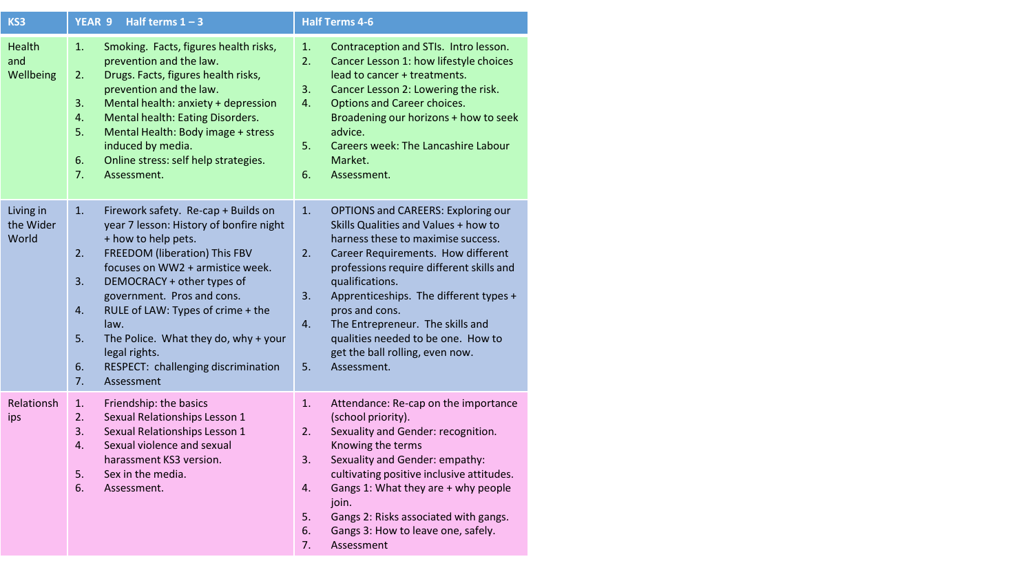| KS3 | YEAR 9 Half terms 1 – 3 | Half Terms 4-6 |
|---|---|---|
| Health and Wellbeing | 1. Smoking. Facts, figures health risks, prevention and the law.<br>2. Drugs. Facts, figures health risks, prevention and the law.<br>3. Mental health: anxiety + depression<br>4. Mental health: Eating Disorders.<br>5. Mental Health: Body image + stress induced by media.<br>6. Online stress: self help strategies.<br>7. Assessment. | 1. Contraception and STIs. Intro lesson.<br>2. Cancer Lesson 1: how lifestyle choices lead to cancer + treatments.<br>3. Cancer Lesson 2: Lowering the risk.<br>4. Options and Career choices. Broadening our horizons + how to seek advice.<br>5. Careers week: The Lancashire Labour Market.<br>6. Assessment. |
| Living in the Wider World | 1. Firework safety. Re-cap + Builds on year 7 lesson: History of bonfire night + how to help pets.<br>2. FREEDOM (liberation) This FBV focuses on WW2 + armistice week.<br>3. DEMOCRACY + other types of government. Pros and cons.<br>4. RULE of LAW: Types of crime + the law.<br>5. The Police. What they do, why + your legal rights.<br>6. RESPECT: challenging discrimination<br>7. Assessment | 1. OPTIONS and CAREERS: Exploring our Skills Qualities and Values + how to harness these to maximise success.<br>2. Career Requirements. How different professions require different skills and qualifications.<br>3. Apprenticeships. The different types + pros and cons.<br>4. The Entrepreneur. The skills and qualities needed to be one. How to get the ball rolling, even now.<br>5. Assessment. |
| Relationships | 1. Friendship: the basics<br>2. Sexual Relationships Lesson 1<br>3. Sexual Relationships Lesson 1<br>4. Sexual violence and sexual harassment KS3 version.<br>5. Sex in the media.<br>6. Assessment. | 1. Attendance: Re-cap on the importance (school priority).<br>2. Sexuality and Gender: recognition. Knowing the terms<br>3. Sexuality and Gender: empathy: cultivating positive inclusive attitudes.<br>4. Gangs 1: What they are + why people join.<br>5. Gangs 2: Risks associated with gangs.<br>6. Gangs 3: How to leave one, safely.<br>7. Assessment |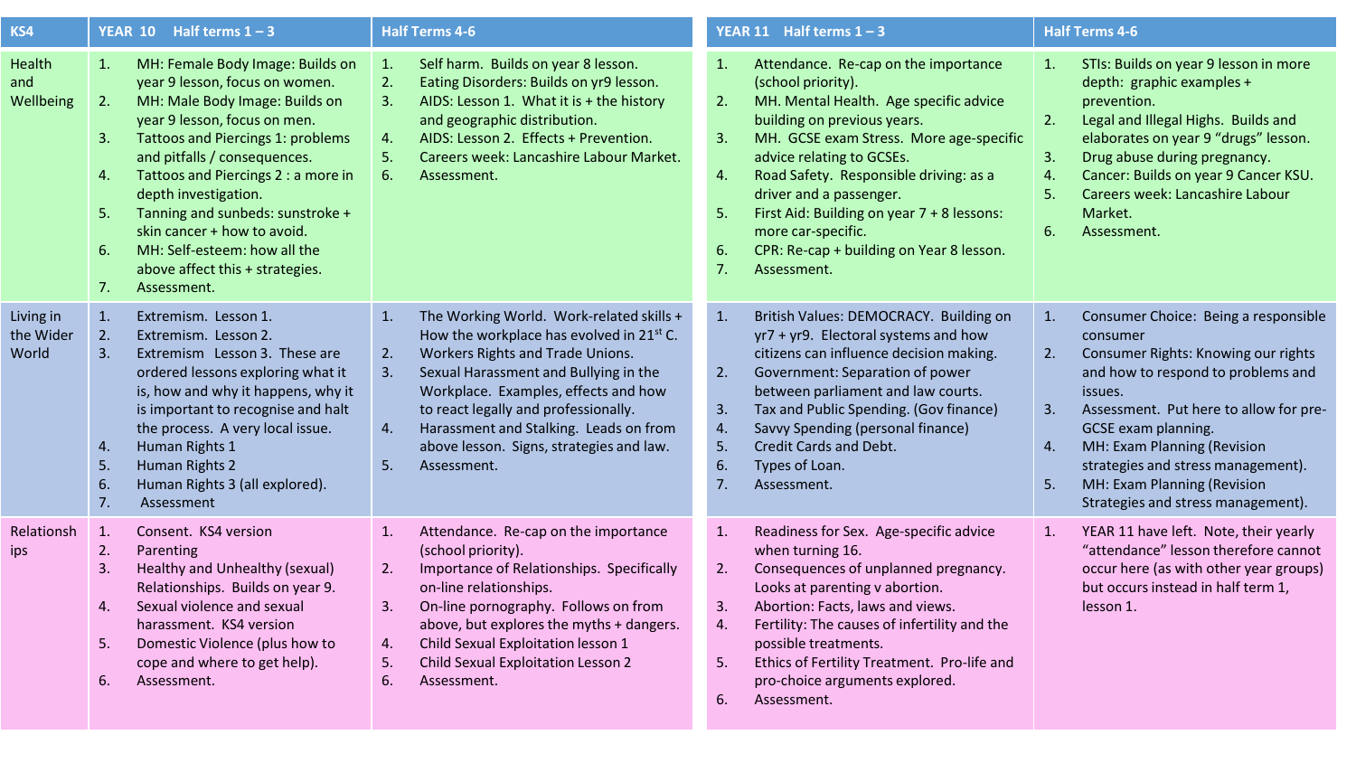| KS4 | YEAR 10 Half terms 1 – 3 | Half Terms 4-6 | YEAR 11 Half terms 1 – 3 | Half Terms 4-6 |
|---|---|---|---|---|
| Health and Wellbeing | 1. MH: Female Body Image: Builds on year 9 lesson, focus on women.<br>2. MH: Male Body Image: Builds on year 9 lesson, focus on men.<br>3. Tattoos and Piercings 1: problems and pitfalls / consequences.<br>4. Tattoos and Piercings 2 : a more in depth investigation.<br>5. Tanning and sunbeds: sunstroke + skin cancer + how to avoid.<br>6. MH: Self-esteem: how all the above affect this + strategies.<br>7. Assessment. | 1. Self harm. Builds on year 8 lesson.<br>2. Eating Disorders: Builds on yr9 lesson.<br>3. AIDS: Lesson 1. What it is + the history and geographic distribution.<br>4. AIDS: Lesson 2. Effects + Prevention.<br>5. Careers week: Lancashire Labour Market.<br>6. Assessment. | 1. Attendance. Re-cap on the importance (school priority).<br>2. MH. Mental Health. Age specific advice building on previous years.<br>3. MH. GCSE exam Stress. More age-specific advice relating to GCSEs.<br>4. Road Safety. Responsible driving: as a driver and a passenger.<br>5. First Aid: Building on year 7 + 8 lessons: more car-specific.<br>6. CPR: Re-cap + building on Year 8 lesson.<br>7. Assessment. | 1. STIs: Builds on year 9 lesson in more depth: graphic examples + prevention.<br>2. Legal and Illegal Highs. Builds and elaborates on year 9 "drugs" lesson.<br>3. Drug abuse during pregnancy.<br>4. Cancer: Builds on year 9 Cancer KSU.<br>5. Careers week: Lancashire Labour Market.<br>6. Assessment. |
| Living in the Wider World | 1. Extremism. Lesson 1.<br>2. Extremism. Lesson 2.<br>3. Extremism Lesson 3. These are ordered lessons exploring what it is, how and why it happens, why it is important to recognise and halt the process. A very local issue.<br>4. Human Rights 1<br>5. Human Rights 2<br>6. Human Rights 3 (all explored).<br>7. Assessment | 1. The Working World. Work-related skills + How the workplace has evolved in 21st C.<br>2. Workers Rights and Trade Unions.<br>3. Sexual Harassment and Bullying in the Workplace. Examples, effects and how to react legally and professionally.<br>4. Harassment and Stalking. Leads on from above lesson. Signs, strategies and law.<br>5. Assessment. | 1. British Values: DEMOCRACY. Building on yr7 + yr9. Electoral systems and how citizens can influence decision making.<br>2. Government: Separation of power between parliament and law courts.<br>3. Tax and Public Spending. (Gov finance)<br>4. Savvy Spending (personal finance)<br>5. Credit Cards and Debt.<br>6. Types of Loan.<br>7. Assessment. | 1. Consumer Choice: Being a responsible consumer<br>2. Consumer Rights: Knowing our rights and how to respond to problems and issues.<br>3. Assessment. Put here to allow for pre-GCSE exam planning.<br>4. MH: Exam Planning (Revision strategies and stress management).<br>5. MH: Exam Planning (Revision Strategies and stress management). |
| Relationships | 1. Consent. KS4 version<br>2. Parenting<br>3. Healthy and Unhealthy (sexual) Relationships. Builds on year 9.<br>4. Sexual violence and sexual harassment. KS4 version<br>5. Domestic Violence (plus how to cope and where to get help).<br>6. Assessment. | 1. Attendance. Re-cap on the importance (school priority).<br>2. Importance of Relationships. Specifically on-line relationships.<br>3. On-line pornography. Follows on from above, but explores the myths + dangers.<br>4. Child Sexual Exploitation lesson 1<br>5. Child Sexual Exploitation Lesson 2<br>6. Assessment. | 1. Readiness for Sex. Age-specific advice when turning 16.<br>2. Consequences of unplanned pregnancy. Looks at parenting v abortion.<br>3. Abortion: Facts, laws and views.<br>4. Fertility: The causes of infertility and the possible treatments.<br>5. Ethics of Fertility Treatment. Pro-life and pro-choice arguments explored.<br>6. Assessment. | 1. YEAR 11 have left. Note, their yearly "attendance" lesson therefore cannot occur here (as with other year groups) but occurs instead in half term 1, lesson 1. |